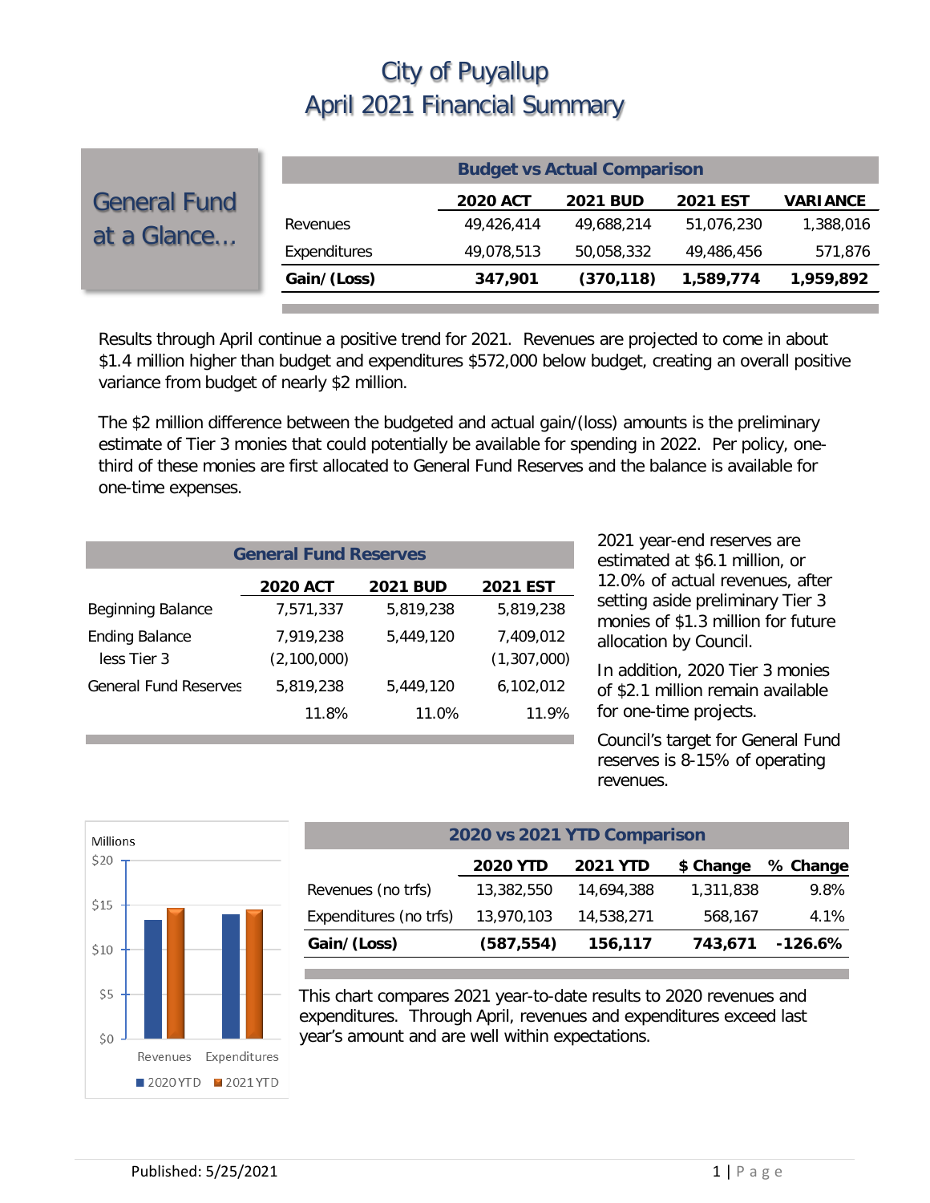# City of Puyallup
# April 2021 Financial Summary

## General Fund at a Glance...

| Budget vs Actual Comparison | | | | |
|---|---|---|---|---|
| | **2020 ACT** | **2021 BUD** | **2021 EST** | **VARIANCE** |
| Revenues | 49,426,414 | 49,688,214 | 51,076,230 | 1,388,016 |
| Expenditures | 49,078,513 | 50,058,332 | 49,486,456 | 571,876 |
| **Gain/(Loss)** | **347,901** | **(370,118)** | **1,589,774** | **1,959,892** |

Results through April continue a positive trend for 2021. Revenues are projected to come in about $1.4 million higher than budget and expenditures $572,000 below budget, creating an overall positive variance from budget of nearly $2 million.

The $2 million difference between the budgeted and actual gain/(loss) amounts is the preliminary estimate of Tier 3 monies that could potentially be available for spending in 2022. Per policy, one-third of these monies are first allocated to General Fund Reserves and the balance is available for one-time expenses.

| General Fund Reserves | | | |
|---|---|---|---|
| | **2020 ACT** | **2021 BUD** | **2021 EST** |
| Beginning Balance | 7,571,337 | 5,819,238 | 5,819,238 |
| Ending Balance | 7,919,238 | 5,449,120 | 7,409,012 |
| less Tier 3 | (2,100,000) | | (1,307,000) |
| General Fund Reserves | 5,819,238 | 5,449,120 | 6,102,012 |
| | 11.8% | 11.0% | 11.9% |

2021 year-end reserves are estimated at $6.1 million, or 12.0% of actual revenues, after setting aside preliminary Tier 3 monies of $1.3 million for future allocation by Council.

In addition, 2020 Tier 3 monies of $2.1 million remain available for one-time projects.

Council's target for General Fund reserves is 8-15% of operating revenues.

| 2020 vs 2021 YTD Comparison | | | | |
|---|---|---|---|---|
| | **2020 YTD** | **2021 YTD** | **$ Change** | **% Change** |
| Revenues (no trfs) | 13,382,550 | 14,694,388 | 1,311,838 | 9.8% |
| Expenditures (no trfs) | 13,970,103 | 14,538,271 | 568,167 | 4.1% |
| **Gain/(Loss)** | **(587,554)** | **156,117** | **743,671** | **-126.6%** |

This chart compares 2021 year-to-date results to 2020 revenues and expenditures. Through April, revenues and expenditures exceed last year's amount and are well within expectations.

Published: 5/25/2021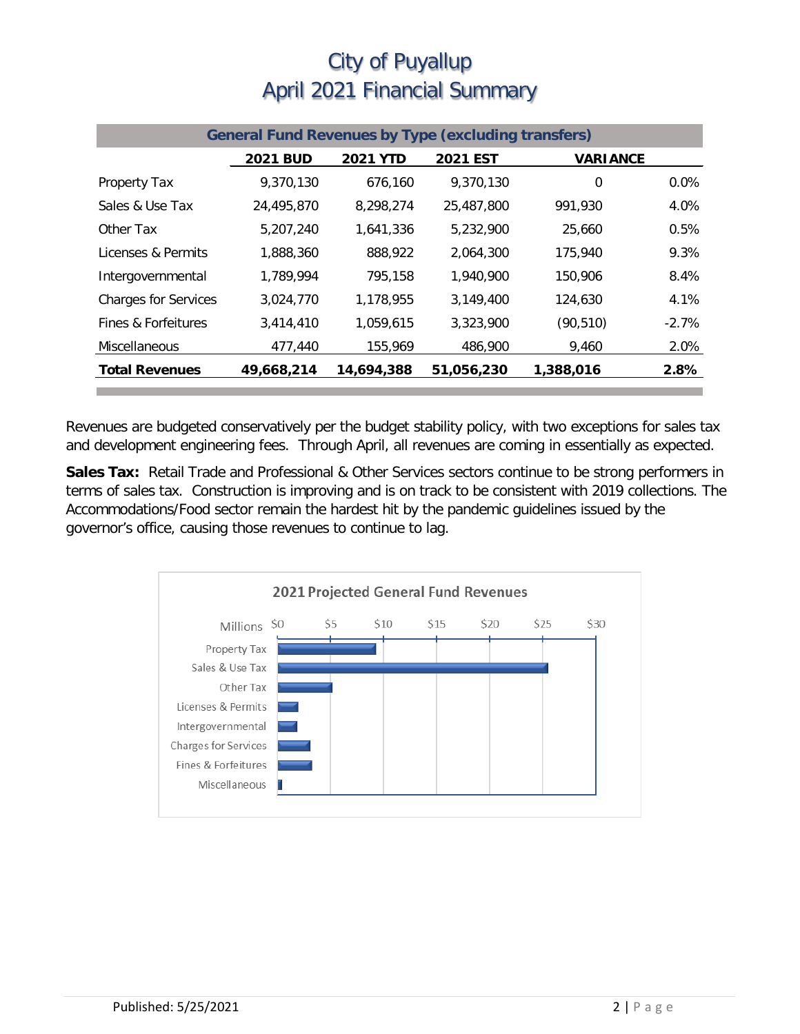# City of Puyallup
# April 2021 Financial Summary

| General Fund Revenues by Type (excluding transfers) | | | | | |
|---|---|---|---|---|---|
| | 2021 BUD | 2021 YTD | 2021 EST | VARIANCE | |
| Property Tax | 9,370,130 | 676,160 | 9,370,130 | 0 | 0.0% |
| Sales & Use Tax | 24,495,870 | 8,298,274 | 25,487,800 | 991,930 | 4.0% |
| Other Tax | 5,207,240 | 1,641,336 | 5,232,900 | 25,660 | 0.5% |
| Licenses & Permits | 1,888,360 | 888,922 | 2,064,300 | 175,940 | 9.3% |
| Intergovernmental | 1,789,994 | 795,158 | 1,940,900 | 150,906 | 8.4% |
| Charges for Services | 3,024,770 | 1,178,955 | 3,149,400 | 124,630 | 4.1% |
| Fines & Forfeitures | 3,414,410 | 1,059,615 | 3,323,900 | (90,510) | -2.7% |
| Miscellaneous | 477,440 | 155,969 | 486,900 | 9,460 | 2.0% |
| **Total Revenues** | **49,668,214** | **14,694,388** | **51,056,230** | **1,388,016** | **2.8%** |

Revenues are budgeted conservatively per the budget stability policy, with two exceptions for sales tax and development engineering fees. Through April, all revenues are coming in essentially as expected.

**Sales Tax:** Retail Trade and Professional & Other Services sectors continue to be strong performers in terms of sales tax. Construction is improving and is on track to be consistent with 2019 collections. The Accommodations/Food sector remain the hardest hit by the pandemic guidelines issued by the governor's office, causing those revenues to continue to lag.

**2021 Projected General Fund Revenues**

| Category (Millions) | Approx. Value |
|---|---|
| Property Tax | ~$9.4 |
| Sales & Use Tax | ~$25.5 |
| Other Tax | ~$5.2 |
| Licenses & Permits | ~$2.1 |
| Intergovernmental | ~$1.9 |
| Charges for Services | ~$3.1 |
| Fines & Forfeitures | ~$3.3 |
| Miscellaneous | ~$0.5 |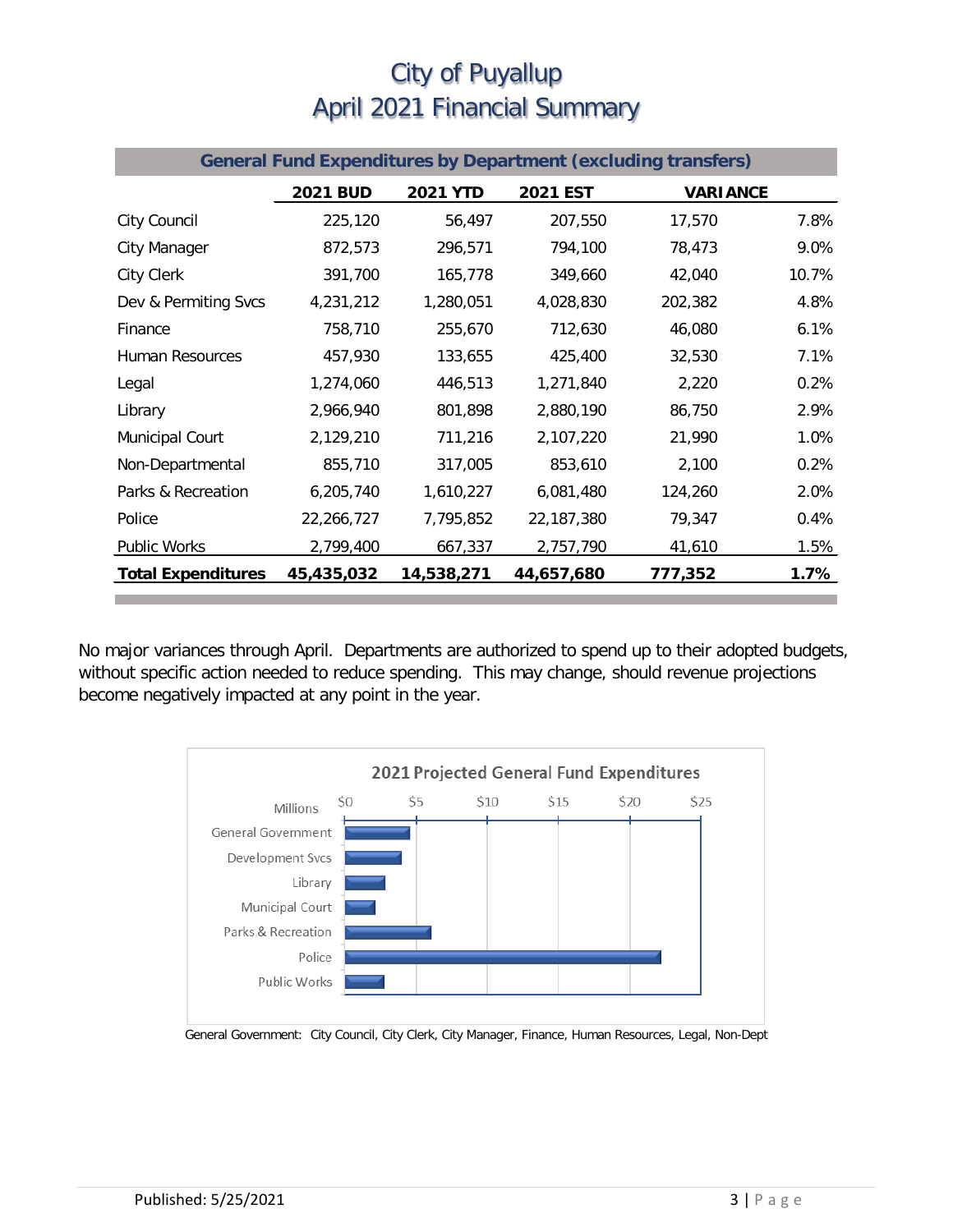# City of Puyallup
# April 2021 Financial Summary

**General Fund Expenditures by Department (excluding transfers)**

| | 2021 BUD | 2021 YTD | 2021 EST | VARIANCE | |
|---|---|---|---|---|---|
| City Council | 225,120 | 56,497 | 207,550 | 17,570 | 7.8% |
| City Manager | 872,573 | 296,571 | 794,100 | 78,473 | 9.0% |
| City Clerk | 391,700 | 165,778 | 349,660 | 42,040 | 10.7% |
| Dev & Permiting Svcs | 4,231,212 | 1,280,051 | 4,028,830 | 202,382 | 4.8% |
| Finance | 758,710 | 255,670 | 712,630 | 46,080 | 6.1% |
| Human Resources | 457,930 | 133,655 | 425,400 | 32,530 | 7.1% |
| Legal | 1,274,060 | 446,513 | 1,271,840 | 2,220 | 0.2% |
| Library | 2,966,940 | 801,898 | 2,880,190 | 86,750 | 2.9% |
| Municipal Court | 2,129,210 | 711,216 | 2,107,220 | 21,990 | 1.0% |
| Non-Departmental | 855,710 | 317,005 | 853,610 | 2,100 | 0.2% |
| Parks & Recreation | 6,205,740 | 1,610,227 | 6,081,480 | 124,260 | 2.0% |
| Police | 22,266,727 | 7,795,852 | 22,187,380 | 79,347 | 0.4% |
| Public Works | 2,799,400 | 667,337 | 2,757,790 | 41,610 | 1.5% |
| **Total Expenditures** | **45,435,032** | **14,538,271** | **44,657,680** | **777,352** | **1.7%** |

No major variances through April. Departments are authorized to spend up to their adopted budgets, without specific action needed to reduce spending. This may change, should revenue projections become negatively impacted at any point in the year.

**2021 Projected General Fund Expenditures**

General Government: City Council, City Clerk, City Manager, Finance, Human Resources, Legal, Non-Dept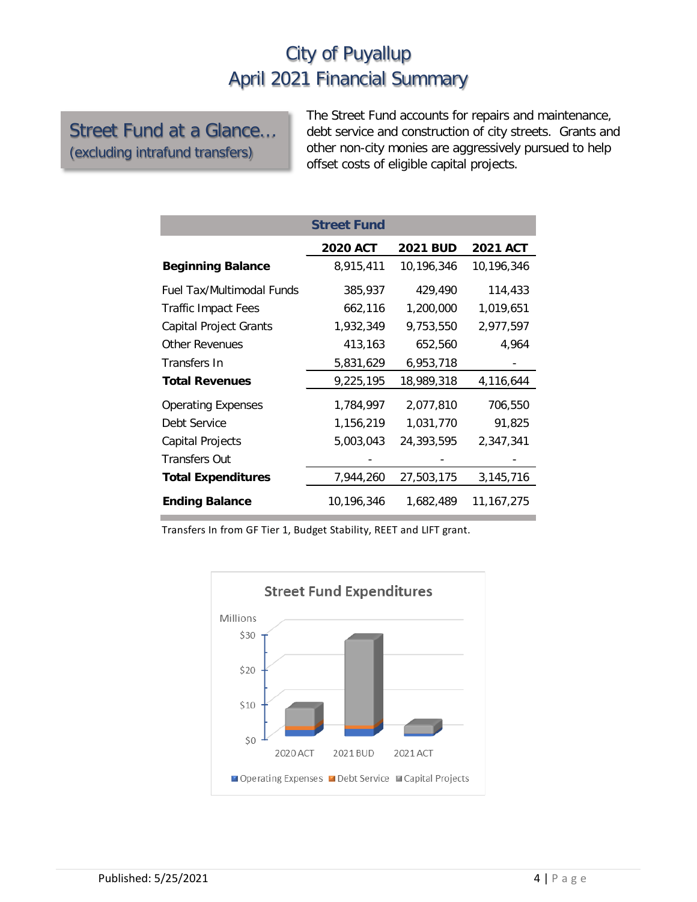# City of Puyallup
# April 2021 Financial Summary

## Street Fund at a Glance…
(excluding intrafund transfers)

The Street Fund accounts for repairs and maintenance, debt service and construction of city streets. Grants and other non-city monies are aggressively pursued to help offset costs of eligible capital projects.

| Street Fund | 2020 ACT | 2021 BUD | 2021 ACT |
|---|---|---|---|
| **Beginning Balance** | 8,915,411 | 10,196,346 | 10,196,346 |
| Fuel Tax/Multimodal Funds | 385,937 | 429,490 | 114,433 |
| Traffic Impact Fees | 662,116 | 1,200,000 | 1,019,651 |
| Capital Project Grants | 1,932,349 | 9,753,550 | 2,977,597 |
| Other Revenues | 413,163 | 652,560 | 4,964 |
| Transfers In | 5,831,629 | 6,953,718 | - |
| **Total Revenues** | 9,225,195 | 18,989,318 | 4,116,644 |
| Operating Expenses | 1,784,997 | 2,077,810 | 706,550 |
| Debt Service | 1,156,219 | 1,031,770 | 91,825 |
| Capital Projects | 5,003,043 | 24,393,595 | 2,347,341 |
| Transfers Out | - | - | - |
| **Total Expenditures** | 7,944,260 | 27,503,175 | 3,145,716 |
| **Ending Balance** | 10,196,346 | 1,682,489 | 11,167,275 |

Transfers In from GF Tier 1, Budget Stability, REET and LIFT grant.

**Street Fund Expenditures**

Millions: $0, $10, $20, $30 — 2020 ACT, 2021 BUD, 2021 ACT — Operating Expenses, Debt Service, Capital Projects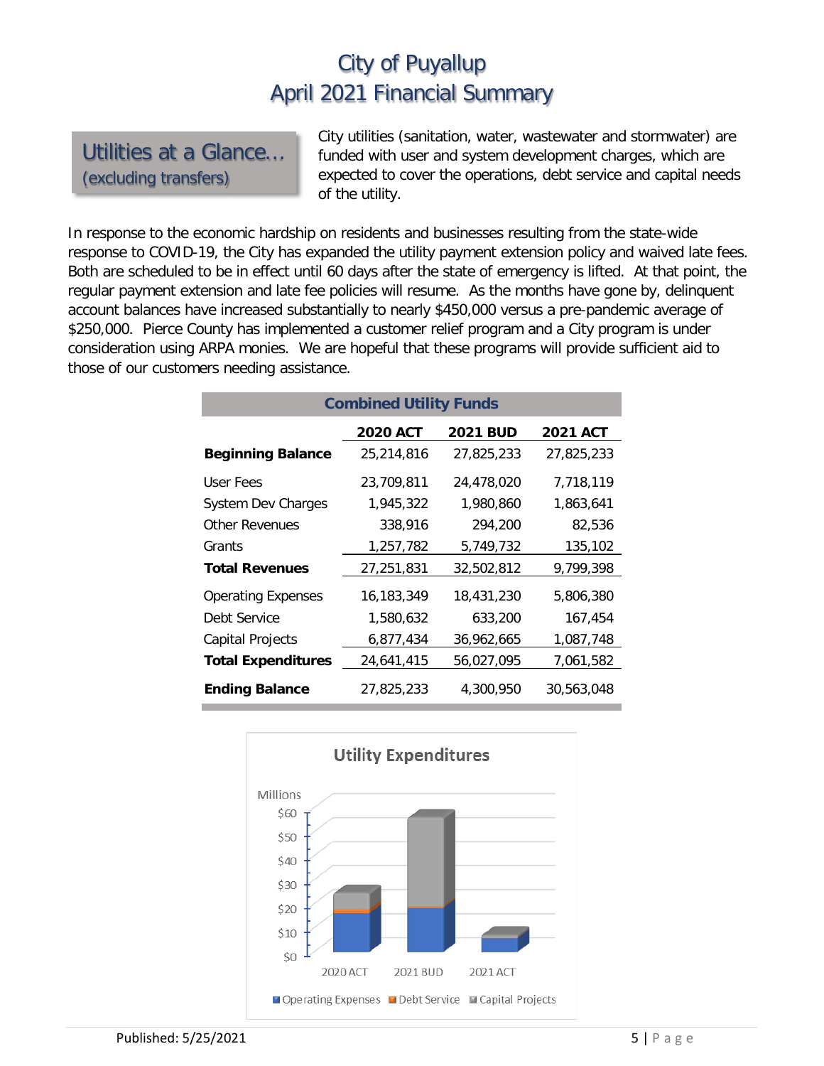# City of Puyallup
## April 2021 Financial Summary

## Utilities at a Glance… (excluding transfers)

City utilities (sanitation, water, wastewater and stormwater) are funded with user and system development charges, which are expected to cover the operations, debt service and capital needs of the utility.

In response to the economic hardship on residents and businesses resulting from the state-wide response to COVID-19, the City has expanded the utility payment extension policy and waived late fees. Both are scheduled to be in effect until 60 days after the state of emergency is lifted. At that point, the regular payment extension and late fee policies will resume. As the months have gone by, delinquent account balances have increased substantially to nearly $450,000 versus a pre-pandemic average of $250,000. Pierce County has implemented a customer relief program and a City program is under consideration using ARPA monies. We are hopeful that these programs will provide sufficient aid to those of our customers needing assistance.

**Combined Utility Funds**

| | 2020 ACT | 2021 BUD | 2021 ACT |
|---|---|---|---|
| **Beginning Balance** | 25,214,816 | 27,825,233 | 27,825,233 |
| User Fees | 23,709,811 | 24,478,020 | 7,718,119 |
| System Dev Charges | 1,945,322 | 1,980,860 | 1,863,641 |
| Other Revenues | 338,916 | 294,200 | 82,536 |
| Grants | 1,257,782 | 5,749,732 | 135,102 |
| **Total Revenues** | 27,251,831 | 32,502,812 | 9,799,398 |
| Operating Expenses | 16,183,349 | 18,431,230 | 5,806,380 |
| Debt Service | 1,580,632 | 633,200 | 167,454 |
| Capital Projects | 6,877,434 | 36,962,665 | 1,087,748 |
| **Total Expenditures** | 24,641,415 | 56,027,095 | 7,061,582 |
| **Ending Balance** | 27,825,233 | 4,300,950 | 30,563,048 |

**Utility Expenditures**

Millions: $0, $10, $20, $30, $40, $50, $60

2020 ACT, 2021 BUD, 2021 ACT

Operating Expenses, Debt Service, Capital Projects

Published: 5/25/2021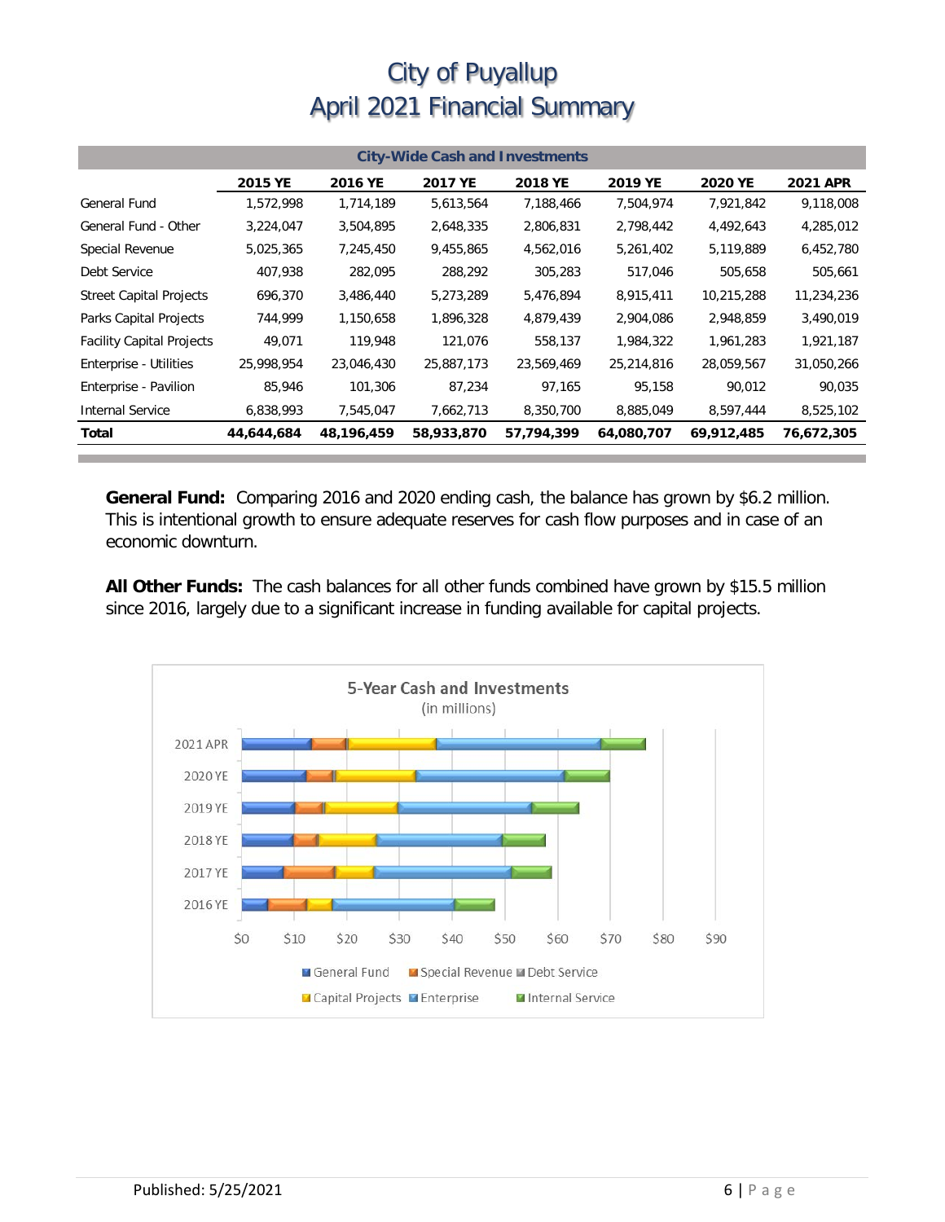# City of Puyallup
# April 2021 Financial Summary

| City-Wide Cash and Investments | | | | | | | |
|---|---|---|---|---|---|---|---|
| | 2015 YE | 2016 YE | 2017 YE | 2018 YE | 2019 YE | 2020 YE | 2021 APR |
| General Fund | 1,572,998 | 1,714,189 | 5,613,564 | 7,188,466 | 7,504,974 | 7,921,842 | 9,118,008 |
| General Fund - Other | 3,224,047 | 3,504,895 | 2,648,335 | 2,806,831 | 2,798,442 | 4,492,643 | 4,285,012 |
| Special Revenue | 5,025,365 | 7,245,450 | 9,455,865 | 4,562,016 | 5,261,402 | 5,119,889 | 6,452,780 |
| Debt Service | 407,938 | 282,095 | 288,292 | 305,283 | 517,046 | 505,658 | 505,661 |
| Street Capital Projects | 696,370 | 3,486,440 | 5,273,289 | 5,476,894 | 8,915,411 | 10,215,288 | 11,234,236 |
| Parks Capital Projects | 744,999 | 1,150,658 | 1,896,328 | 4,879,439 | 2,904,086 | 2,948,859 | 3,490,019 |
| Facility Capital Projects | 49,071 | 119,948 | 121,076 | 558,137 | 1,984,322 | 1,961,283 | 1,921,187 |
| Enterprise - Utilities | 25,998,954 | 23,046,430 | 25,887,173 | 23,569,469 | 25,214,816 | 28,059,567 | 31,050,266 |
| Enterprise - Pavilion | 85,946 | 101,306 | 87,234 | 97,165 | 95,158 | 90,012 | 90,035 |
| Internal Service | 6,838,993 | 7,545,047 | 7,662,713 | 8,350,700 | 8,885,049 | 8,597,444 | 8,525,102 |
| **Total** | **44,644,684** | **48,196,459** | **58,933,870** | **57,794,399** | **64,080,707** | **69,912,485** | **76,672,305** |

**General Fund:** Comparing 2016 and 2020 ending cash, the balance has grown by $6.2 million. This is intentional growth to ensure adequate reserves for cash flow purposes and in case of an economic downturn.

**All Other Funds:** The cash balances for all other funds combined have grown by $15.5 million since 2016, largely due to a significant increase in funding available for capital projects.

5-Year Cash and Investments (in millions)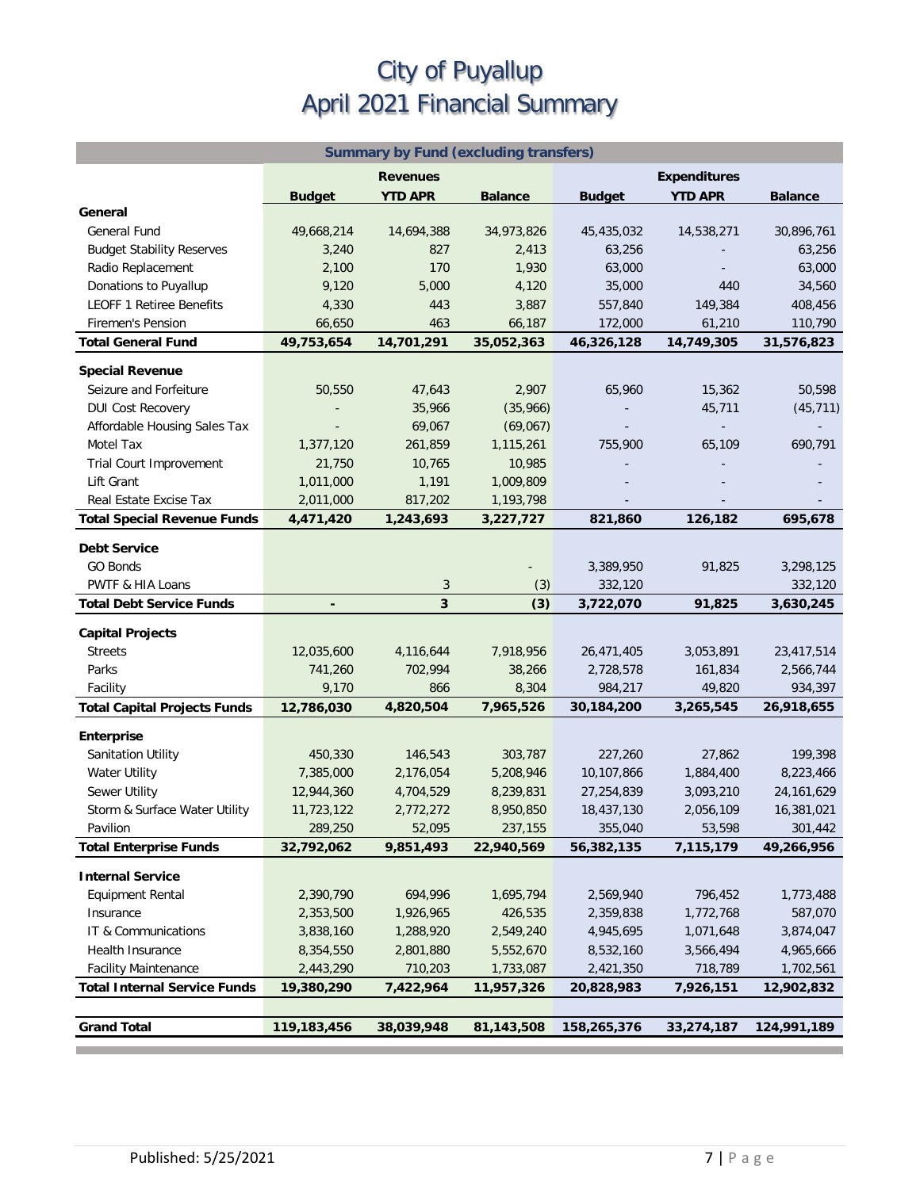# City of Puyallup
# April 2021 Financial Summary

| Summary by Fund (excluding transfers) | | | | | | |
|---|---|---|---|---|---|---|
| | Revenues | | | Expenditures | | |
| | **Budget** | **YTD APR** | **Balance** | **Budget** | **YTD APR** | **Balance** |
| **General** | | | | | | |
| General Fund | 49,668,214 | 14,694,388 | 34,973,826 | 45,435,032 | 14,538,271 | 30,896,761 |
| Budget Stability Reserves | 3,240 | 827 | 2,413 | 63,256 | - | 63,256 |
| Radio Replacement | 2,100 | 170 | 1,930 | 63,000 | - | 63,000 |
| Donations to Puyallup | 9,120 | 5,000 | 4,120 | 35,000 | 440 | 34,560 |
| LEOFF 1 Retiree Benefits | 4,330 | 443 | 3,887 | 557,840 | 149,384 | 408,456 |
| Firemen's Pension | 66,650 | 463 | 66,187 | 172,000 | 61,210 | 110,790 |
| **Total General Fund** | **49,753,654** | **14,701,291** | **35,052,363** | **46,326,128** | **14,749,305** | **31,576,823** |
| **Special Revenue** | | | | | | |
| Seizure and Forfeiture | 50,550 | 47,643 | 2,907 | 65,960 | 15,362 | 50,598 |
| DUI Cost Recovery | - | 35,966 | (35,966) | - | 45,711 | (45,711) |
| Affordable Housing Sales Tax | - | 69,067 | (69,067) | - | - | - |
| Motel Tax | 1,377,120 | 261,859 | 1,115,261 | 755,900 | 65,109 | 690,791 |
| Trial Court Improvement | 21,750 | 10,765 | 10,985 | - | - | - |
| Lift Grant | 1,011,000 | 1,191 | 1,009,809 | - | - | - |
| Real Estate Excise Tax | 2,011,000 | 817,202 | 1,193,798 | - | - | - |
| **Total Special Revenue Funds** | **4,471,420** | **1,243,693** | **3,227,727** | **821,860** | **126,182** | **695,678** |
| **Debt Service** | | | | | | |
| GO Bonds | | | - | 3,389,950 | 91,825 | 3,298,125 |
| PWTF & HIA Loans | | 3 | (3) | 332,120 | | 332,120 |
| **Total Debt Service Funds** | **-** | **3** | **(3)** | **3,722,070** | **91,825** | **3,630,245** |
| **Capital Projects** | | | | | | |
| Streets | 12,035,600 | 4,116,644 | 7,918,956 | 26,471,405 | 3,053,891 | 23,417,514 |
| Parks | 741,260 | 702,994 | 38,266 | 2,728,578 | 161,834 | 2,566,744 |
| Facility | 9,170 | 866 | 8,304 | 984,217 | 49,820 | 934,397 |
| **Total Capital Projects Funds** | **12,786,030** | **4,820,504** | **7,965,526** | **30,184,200** | **3,265,545** | **26,918,655** |
| **Enterprise** | | | | | | |
| Sanitation Utility | 450,330 | 146,543 | 303,787 | 227,260 | 27,862 | 199,398 |
| Water Utility | 7,385,000 | 2,176,054 | 5,208,946 | 10,107,866 | 1,884,400 | 8,223,466 |
| Sewer Utility | 12,944,360 | 4,704,529 | 8,239,831 | 27,254,839 | 3,093,210 | 24,161,629 |
| Storm & Surface Water Utility | 11,723,122 | 2,772,272 | 8,950,850 | 18,437,130 | 2,056,109 | 16,381,021 |
| Pavilion | 289,250 | 52,095 | 237,155 | 355,040 | 53,598 | 301,442 |
| **Total Enterprise Funds** | **32,792,062** | **9,851,493** | **22,940,569** | **56,382,135** | **7,115,179** | **49,266,956** |
| **Internal Service** | | | | | | |
| Equipment Rental | 2,390,790 | 694,996 | 1,695,794 | 2,569,940 | 796,452 | 1,773,488 |
| Insurance | 2,353,500 | 1,926,965 | 426,535 | 2,359,838 | 1,772,768 | 587,070 |
| IT & Communications | 3,838,160 | 1,288,920 | 2,549,240 | 4,945,695 | 1,071,648 | 3,874,047 |
| Health Insurance | 8,354,550 | 2,801,880 | 5,552,670 | 8,532,160 | 3,566,494 | 4,965,666 |
| Facility Maintenance | 2,443,290 | 710,203 | 1,733,087 | 2,421,350 | 718,789 | 1,702,561 |
| **Total Internal Service Funds** | **19,380,290** | **7,422,964** | **11,957,326** | **20,828,983** | **7,926,151** | **12,902,832** |
| **Grand Total** | **119,183,456** | **38,039,948** | **81,143,508** | **158,265,376** | **33,274,187** | **124,991,189** |

Published: 5/25/2021